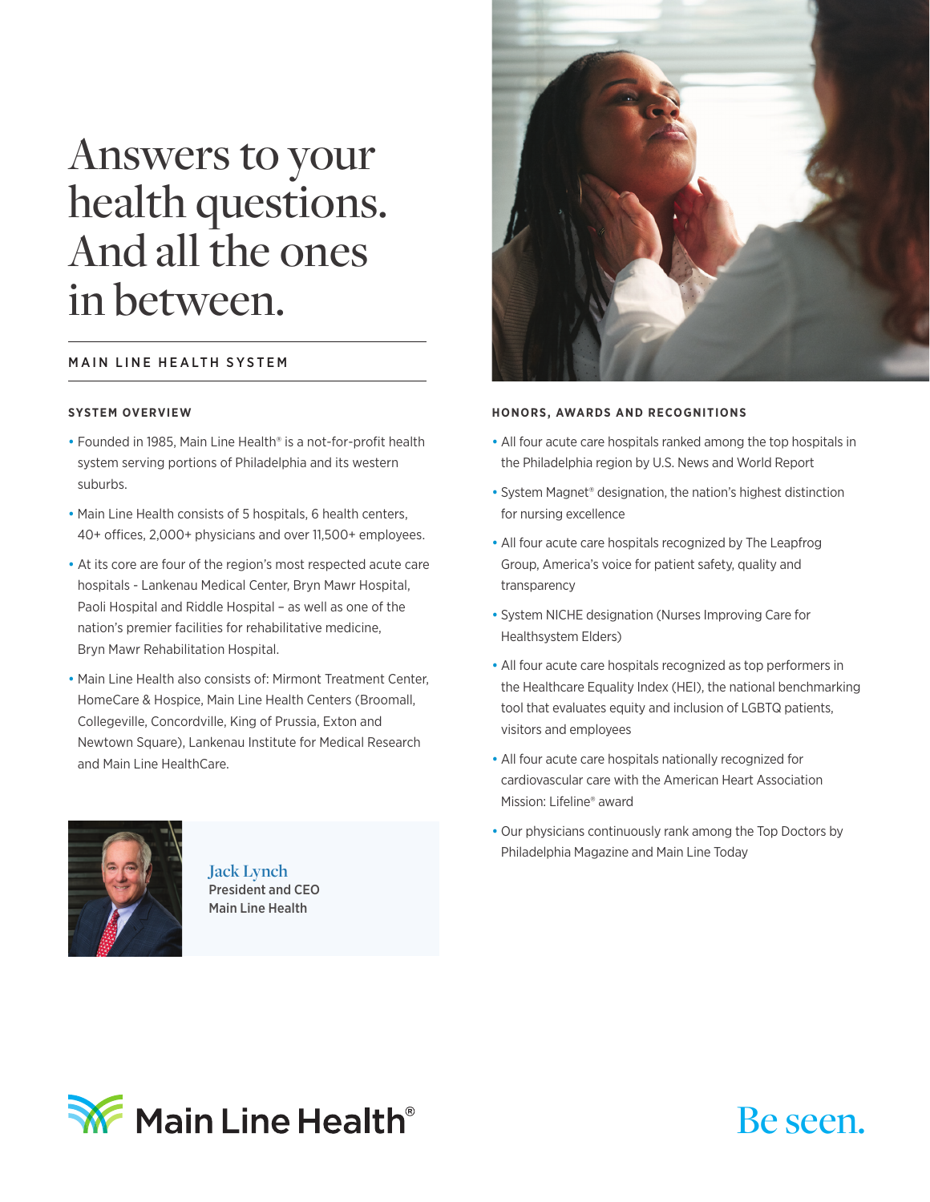# Answers to your health questions. And all the ones in between.

## MAIN LINE HEALTH SYSTEM

### SYSTEM OVERVIEW

- Founded in 1985, Main Line Health® is a not-for-profit health system serving portions of Philadelphia and its western suburbs.
- Main Line Health consists of 5 hospitals, 6 health centers, 40+ offices, 2,000+ physicians and over 11,500+ employees.
- At its core are four of the region's most respected acute care hospitals - Lankenau Medical Center, Bryn Mawr Hospital, Paoli Hospital and Riddle Hospital – as well as one of the nation's premier facilities for rehabilitative medicine, Bryn Mawr Rehabilitation Hospital.
- Main Line Health also consists of: Mirmont Treatment Center, HomeCare & Hospice, Main Line Health Centers (Broomall, Collegeville, Concordville, King of Prussia, Exton and Newtown Square), Lankenau Institute for Medical Research and Main Line HealthCare.

**Jack Lynch**
President and CEO
Main Line Health

### HONORS, AWARDS AND RECOGNITIONS

- All four acute care hospitals ranked among the top hospitals in the Philadelphia region by U.S. News and World Report
- System Magnet® designation, the nation's highest distinction for nursing excellence
- All four acute care hospitals recognized by The Leapfrog Group, America's voice for patient safety, quality and transparency
- System NICHE designation (Nurses Improving Care for Healthsystem Elders)
- All four acute care hospitals recognized as top performers in the Healthcare Equality Index (HEI), the national benchmarking tool that evaluates equity and inclusion of LGBTQ patients, visitors and employees
- All four acute care hospitals nationally recognized for cardiovascular care with the American Heart Association Mission: Lifeline® award
- Our physicians continuously rank among the Top Doctors by Philadelphia Magazine and Main Line Today

Main Line Health®

Be seen.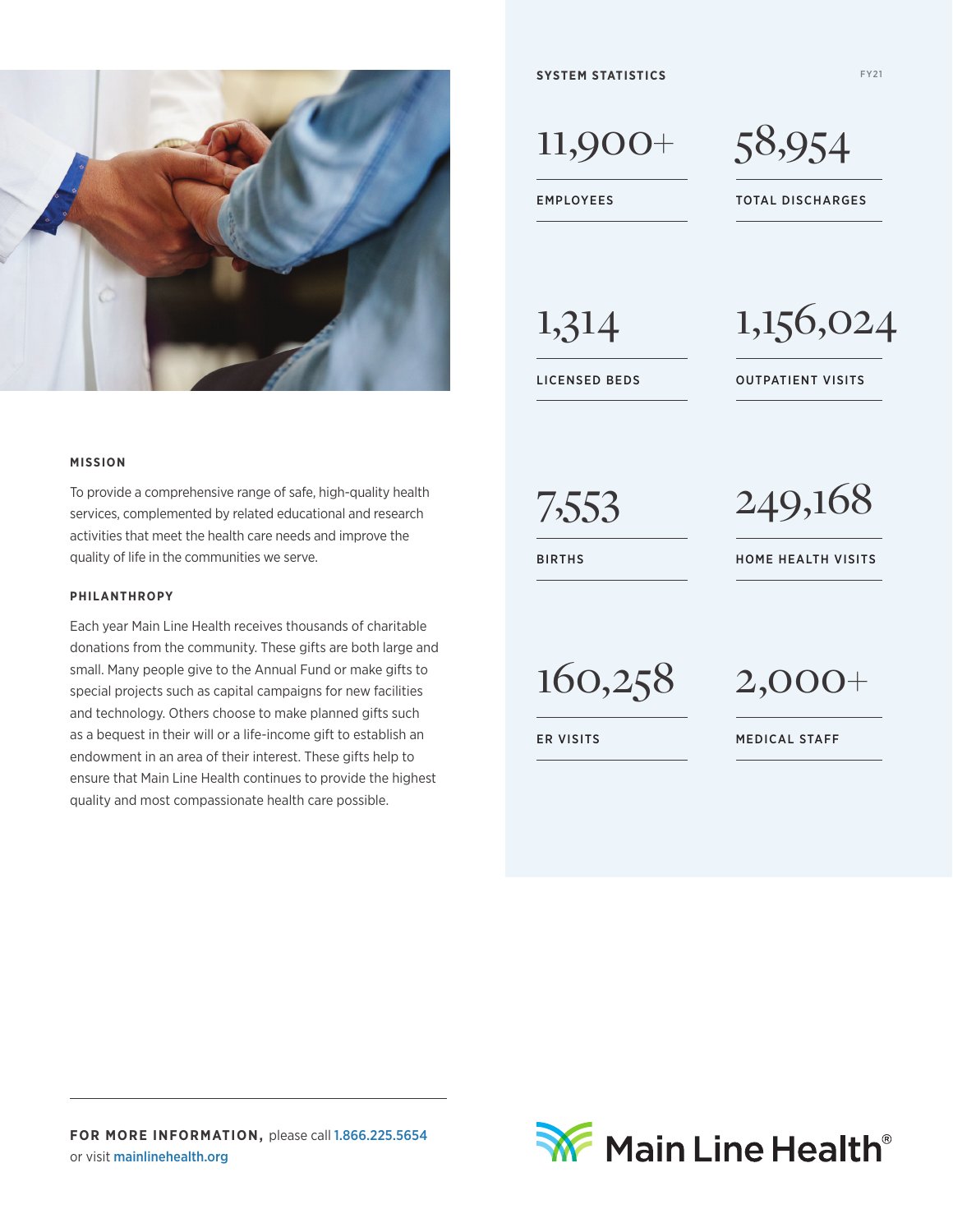## MISSION

To provide a comprehensive range of safe, high-quality health services, complemented by related educational and research activities that meet the health care needs and improve the quality of life in the communities we serve.

## PHILANTHROPY

Each year Main Line Health receives thousands of charitable donations from the community. These gifts are both large and small. Many people give to the Annual Fund or make gifts to special projects such as capital campaigns for new facilities and technology. Others choose to make planned gifts such as a bequest in their will or a life-income gift to establish an endowment in an area of their interest. These gifts help to ensure that Main Line Health continues to provide the highest quality and most compassionate health care possible.

## SYSTEM STATISTICS

FY21

| | |
|---|---|
| 11,900+ EMPLOYEES | 58,954 TOTAL DISCHARGES |
| 1,314 LICENSED BEDS | 1,156,024 OUTPATIENT VISITS |
| 7,553 BIRTHS | 249,168 HOME HEALTH VISITS |
| 160,258 ER VISITS | 2,000+ MEDICAL STAFF |

**FOR MORE INFORMATION,** please call 1.866.225.5654 or visit mainlinehealth.org

Main Line Health®